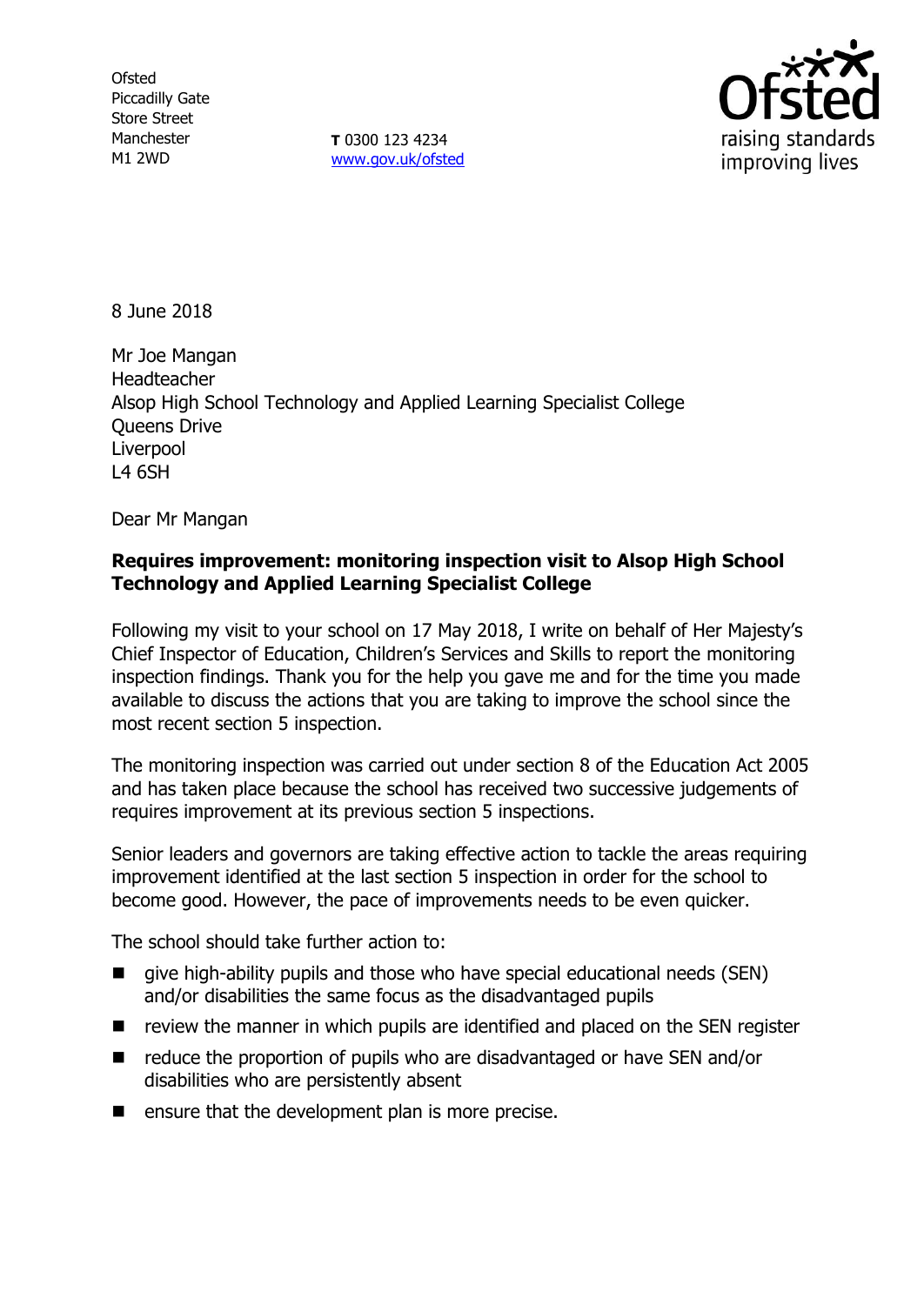Ofsted
Piccadilly Gate
Store Street
Manchester
M1 2WD

**T** 0300 123 4234
www.gov.uk/ofsted

8 June 2018

Mr Joe Mangan
Headteacher
Alsop High School Technology and Applied Learning Specialist College
Queens Drive
Liverpool
L4 6SH

Dear Mr Mangan

**Requires improvement: monitoring inspection visit to Alsop High School Technology and Applied Learning Specialist College**

Following my visit to your school on 17 May 2018, I write on behalf of Her Majesty's Chief Inspector of Education, Children's Services and Skills to report the monitoring inspection findings. Thank you for the help you gave me and for the time you made available to discuss the actions that you are taking to improve the school since the most recent section 5 inspection.

The monitoring inspection was carried out under section 8 of the Education Act 2005 and has taken place because the school has received two successive judgements of requires improvement at its previous section 5 inspections.

Senior leaders and governors are taking effective action to tackle the areas requiring improvement identified at the last section 5 inspection in order for the school to become good. However, the pace of improvements needs to be even quicker.

The school should take further action to:

- give high-ability pupils and those who have special educational needs (SEN) and/or disabilities the same focus as the disadvantaged pupils
- review the manner in which pupils are identified and placed on the SEN register
- reduce the proportion of pupils who are disadvantaged or have SEN and/or disabilities who are persistently absent
- ensure that the development plan is more precise.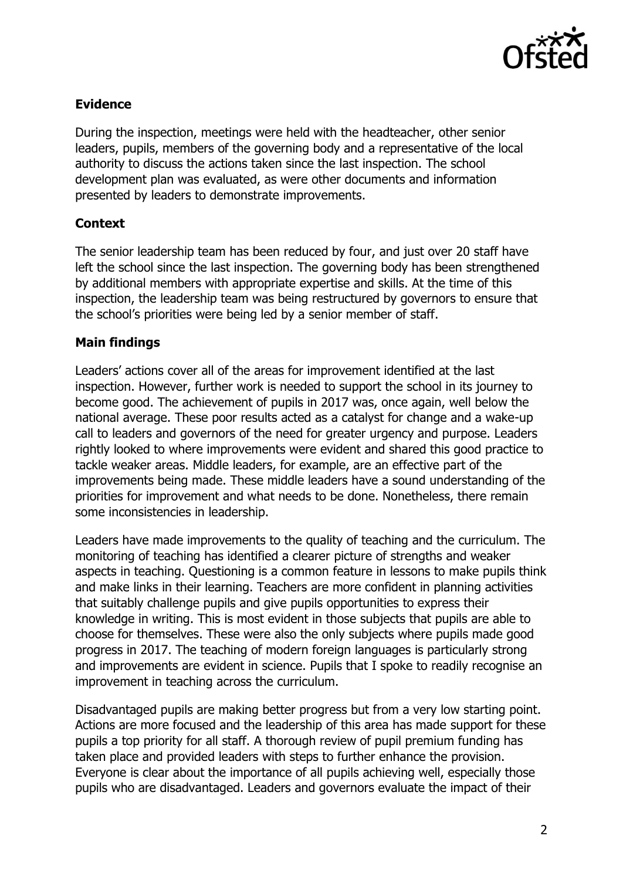### Evidence

During the inspection, meetings were held with the headteacher, other senior leaders, pupils, members of the governing body and a representative of the local authority to discuss the actions taken since the last inspection. The school development plan was evaluated, as were other documents and information presented by leaders to demonstrate improvements.

### Context

The senior leadership team has been reduced by four, and just over 20 staff have left the school since the last inspection. The governing body has been strengthened by additional members with appropriate expertise and skills. At the time of this inspection, the leadership team was being restructured by governors to ensure that the school's priorities were being led by a senior member of staff.

### Main findings

Leaders' actions cover all of the areas for improvement identified at the last inspection. However, further work is needed to support the school in its journey to become good. The achievement of pupils in 2017 was, once again, well below the national average. These poor results acted as a catalyst for change and a wake-up call to leaders and governors of the need for greater urgency and purpose. Leaders rightly looked to where improvements were evident and shared this good practice to tackle weaker areas. Middle leaders, for example, are an effective part of the improvements being made. These middle leaders have a sound understanding of the priorities for improvement and what needs to be done. Nonetheless, there remain some inconsistencies in leadership.

Leaders have made improvements to the quality of teaching and the curriculum. The monitoring of teaching has identified a clearer picture of strengths and weaker aspects in teaching. Questioning is a common feature in lessons to make pupils think and make links in their learning. Teachers are more confident in planning activities that suitably challenge pupils and give pupils opportunities to express their knowledge in writing. This is most evident in those subjects that pupils are able to choose for themselves. These were also the only subjects where pupils made good progress in 2017. The teaching of modern foreign languages is particularly strong and improvements are evident in science. Pupils that I spoke to readily recognise an improvement in teaching across the curriculum.

Disadvantaged pupils are making better progress but from a very low starting point. Actions are more focused and the leadership of this area has made support for these pupils a top priority for all staff. A thorough review of pupil premium funding has taken place and provided leaders with steps to further enhance the provision. Everyone is clear about the importance of all pupils achieving well, especially those pupils who are disadvantaged. Leaders and governors evaluate the impact of their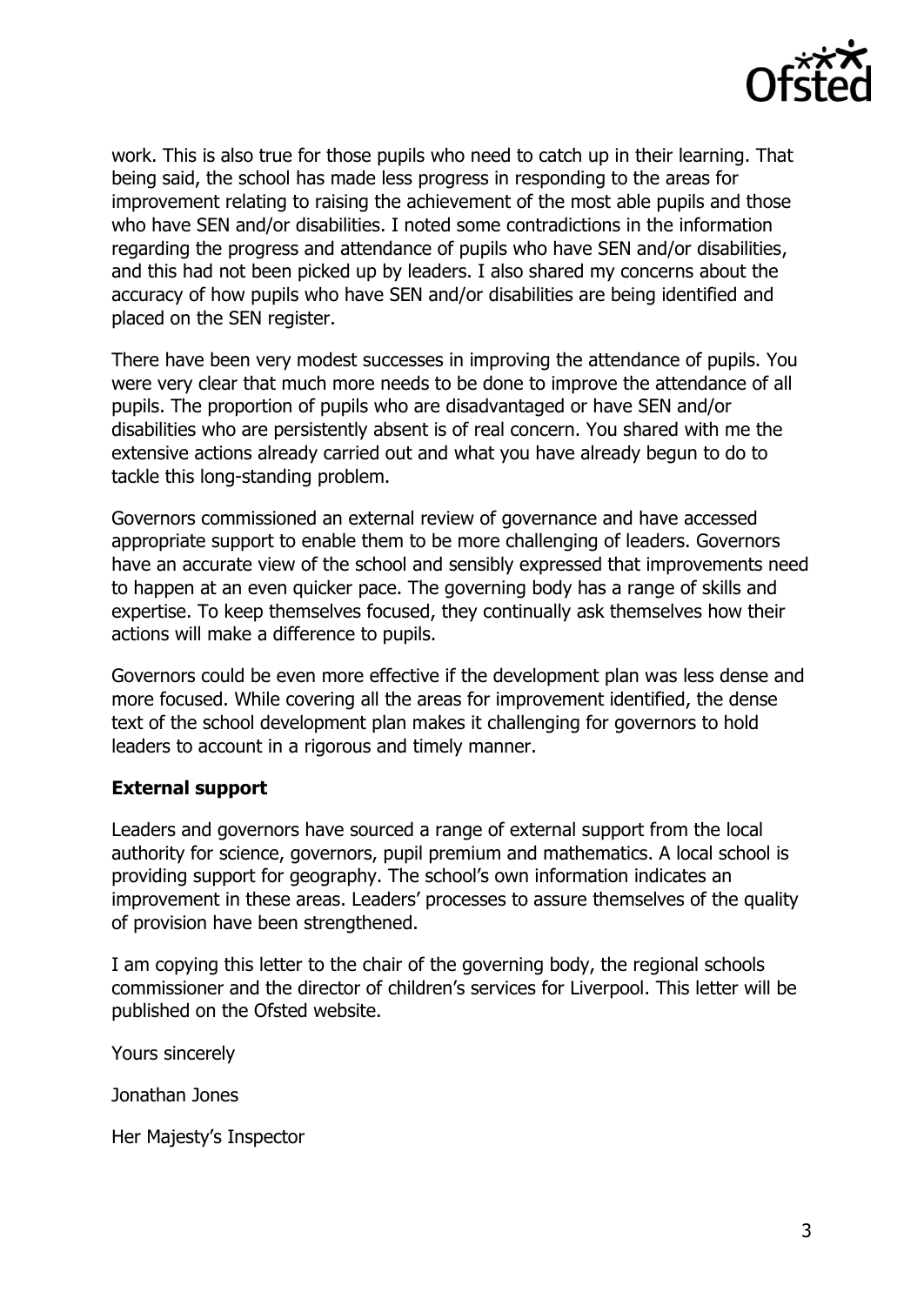work. This is also true for those pupils who need to catch up in their learning. That being said, the school has made less progress in responding to the areas for improvement relating to raising the achievement of the most able pupils and those who have SEN and/or disabilities. I noted some contradictions in the information regarding the progress and attendance of pupils who have SEN and/or disabilities, and this had not been picked up by leaders. I also shared my concerns about the accuracy of how pupils who have SEN and/or disabilities are being identified and placed on the SEN register.

There have been very modest successes in improving the attendance of pupils. You were very clear that much more needs to be done to improve the attendance of all pupils. The proportion of pupils who are disadvantaged or have SEN and/or disabilities who are persistently absent is of real concern. You shared with me the extensive actions already carried out and what you have already begun to do to tackle this long-standing problem.

Governors commissioned an external review of governance and have accessed appropriate support to enable them to be more challenging of leaders. Governors have an accurate view of the school and sensibly expressed that improvements need to happen at an even quicker pace. The governing body has a range of skills and expertise. To keep themselves focused, they continually ask themselves how their actions will make a difference to pupils.

Governors could be even more effective if the development plan was less dense and more focused. While covering all the areas for improvement identified, the dense text of the school development plan makes it challenging for governors to hold leaders to account in a rigorous and timely manner.

**External support**

Leaders and governors have sourced a range of external support from the local authority for science, governors, pupil premium and mathematics. A local school is providing support for geography. The school's own information indicates an improvement in these areas. Leaders' processes to assure themselves of the quality of provision have been strengthened.

I am copying this letter to the chair of the governing body, the regional schools commissioner and the director of children's services for Liverpool. This letter will be published on the Ofsted website.

Yours sincerely

Jonathan Jones

Her Majesty's Inspector